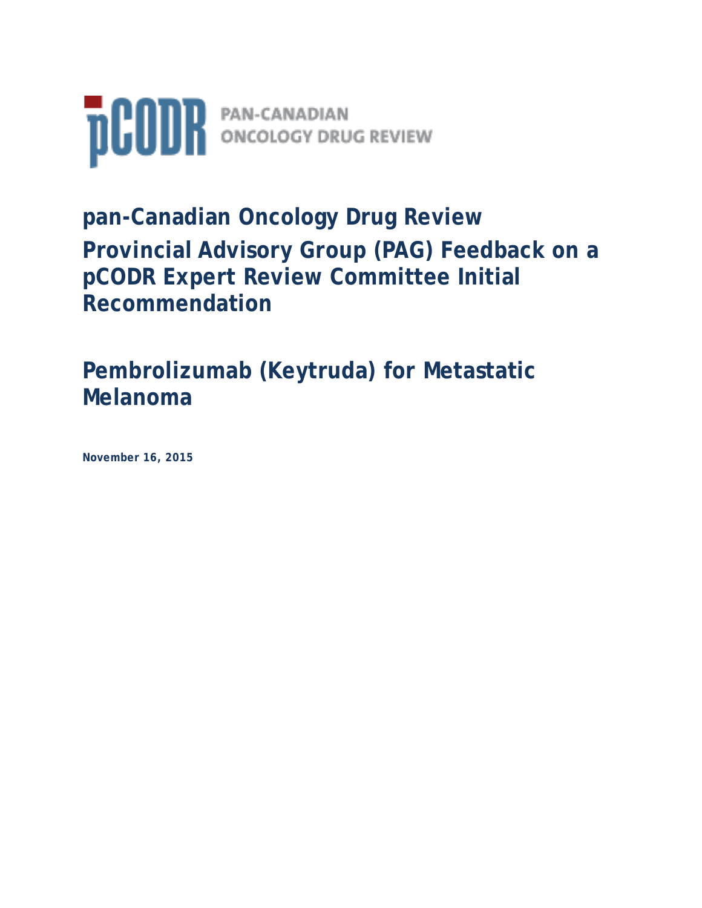pCODR PAN-CANADIAN ONCOLOGY DRUG REVIEW

# pan-Canadian Oncology Drug Review

# Provincial Advisory Group (PAG) Feedback on a pCODR Expert Review Committee Initial Recommendation

# Pembrolizumab (Keytruda) for Metastatic Melanoma

**November 16, 2015**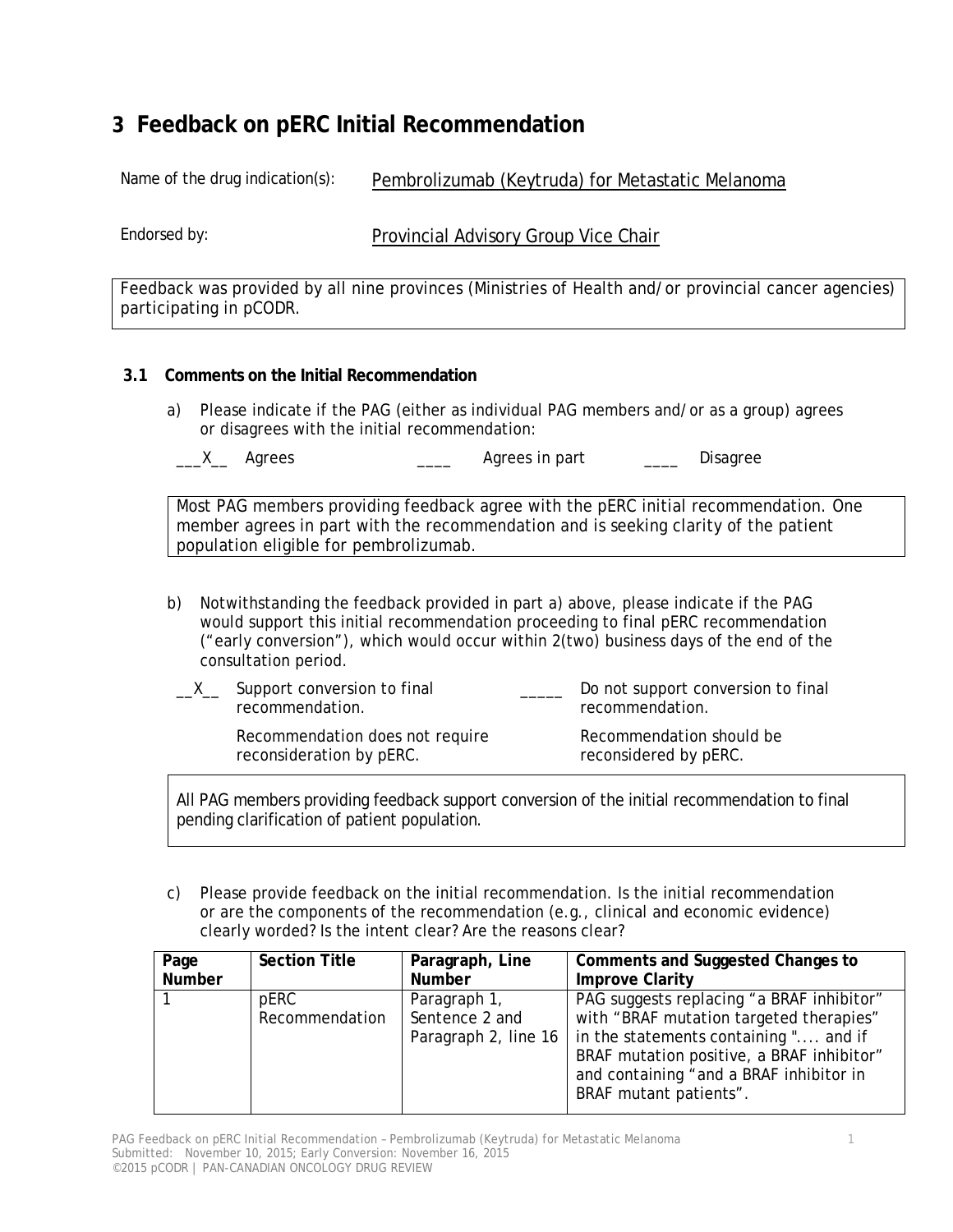# 3 Feedback on pERC Initial Recommendation

Name of the drug indication(s): Pembrolizumab (Keytruda) for Metastatic Melanoma

Endorsed by: Provincial Advisory Group Vice Chair

Feedback was provided by all nine provinces (Ministries of Health and/or provincial cancer agencies) participating in pCODR.

### 3.1 Comments on the Initial Recommendation

a) Please indicate if the PAG (either as individual PAG members and/or as a group) agrees or disagrees with the initial recommendation:

___X__ Agrees ____ Agrees in part ____ Disagree

Most PAG members providing feedback agree with the pERC initial recommendation. One member agrees in part with the recommendation and is seeking clarity of the patient population eligible for pembrolizumab.

b) Notwithstanding the feedback provided in part a) above, please indicate if the PAG would support this initial recommendation proceeding to final pERC recommendation ("early conversion"), which would occur within 2(two) business days of the end of the consultation period.

__X__ Support conversion to final recommendation.
Recommendation does not require reconsideration by pERC.

_____ Do not support conversion to final recommendation.
Recommendation should be reconsidered by pERC.

All PAG members providing feedback support conversion of the initial recommendation to final pending clarification of patient population.

c) Please provide feedback on the initial recommendation. Is the initial recommendation or are the components of the recommendation (e.g., clinical and economic evidence) clearly worded? Is the intent clear? Are the reasons clear?

| Page Number | Section Title | Paragraph, Line Number | Comments and Suggested Changes to Improve Clarity |
| --- | --- | --- | --- |
| 1 | pERC Recommendation | Paragraph 1, Sentence 2 and Paragraph 2, line 16 | PAG suggests replacing "a BRAF inhibitor" with "BRAF mutation targeted therapies" in the statements containing ".... and if BRAF mutation positive, a BRAF inhibitor" and containing "and a BRAF inhibitor in BRAF mutant patients". |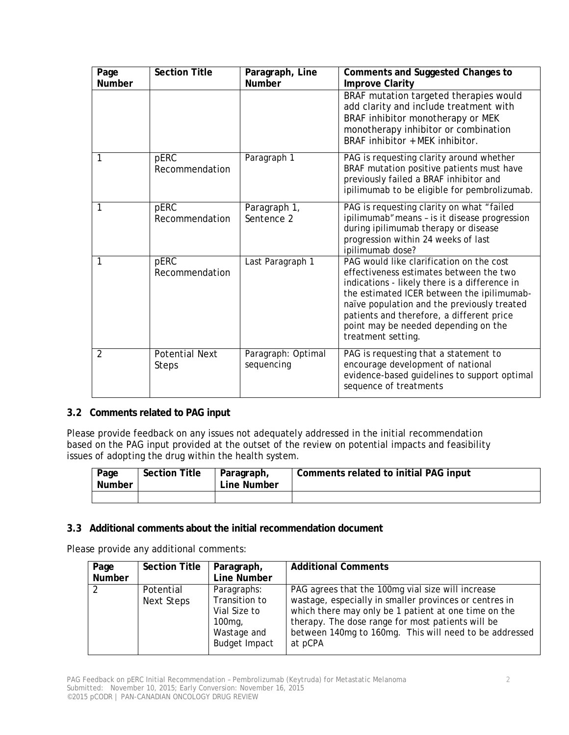| Page Number | Section Title | Paragraph, Line Number | Comments and Suggested Changes to Improve Clarity |
|---|---|---|---|
| | | | BRAF mutation targeted therapies would add clarity and include treatment with BRAF inhibitor monotherapy or MEK monotherapy inhibitor or combination BRAF inhibitor + MEK inhibitor. |
| 1 | pERC Recommendation | Paragraph 1 | PAG is requesting clarity around whether BRAF mutation positive patients must have previously failed a BRAF inhibitor and ipilimumab to be eligible for pembrolizumab. |
| 1 | pERC Recommendation | Paragraph 1, Sentence 2 | PAG is requesting clarity on what "failed ipilimumab" means – is it disease progression during ipilimumab therapy or disease progression within 24 weeks of last ipilimumab dose? |
| 1 | pERC Recommendation | Last Paragraph 1 | PAG would like clarification on the cost effectiveness estimates between the two indications - likely there is a difference in the estimated ICER between the ipilimumab-naïve population and the previously treated patients and therefore, a different price point may be needed depending on the treatment setting. |
| 2 | Potential Next Steps | Paragraph: Optimal sequencing | PAG is requesting that a statement to encourage development of national evidence-based guidelines to support optimal sequence of treatments |

### 3.2 Comments related to PAG input

Please provide feedback on any issues not adequately addressed in the initial recommendation based on the PAG input provided at the outset of the review on potential impacts and feasibility issues of adopting the drug within the health system.

| Page Number | Section Title | Paragraph, Line Number | Comments related to initial PAG input |
|---|---|---|---|
| | | | |

### 3.3 Additional comments about the initial recommendation document

Please provide any additional comments:

| Page Number | Section Title | Paragraph, Line Number | Additional Comments |
|---|---|---|---|
| 2 | Potential Next Steps | Paragraphs: Transition to Vial Size to 100mg, Wastage and Budget Impact | PAG agrees that the 100mg vial size will increase wastage, especially in smaller provinces or centres in which there may only be 1 patient at one time on the therapy. The dose range for most patients will be between 140mg to 160mg. This will need to be addressed at pCPA |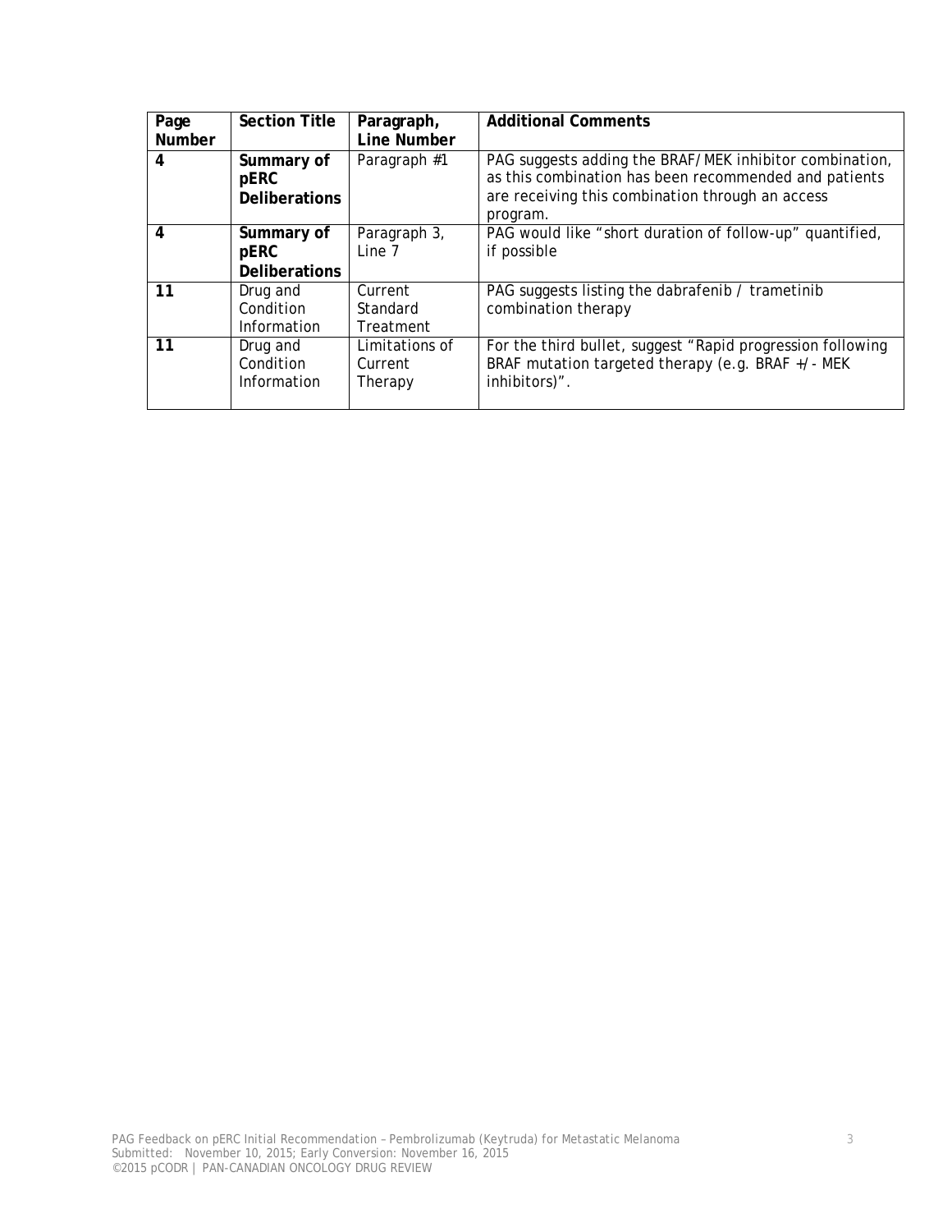| Page Number | Section Title | Paragraph, Line Number | Additional Comments |
|---|---|---|---|
| **4** | **Summary of pERC Deliberations** | Paragraph #1 | PAG suggests adding the BRAF/MEK inhibitor combination, as this combination has been recommended and patients are receiving this combination through an access program. |
| **4** | **Summary of pERC Deliberations** | Paragraph 3, Line 7 | PAG would like "short duration of follow-up" quantified, if possible |
| **11** | Drug and Condition Information | Current Standard Treatment | PAG suggests listing the dabrafenib / trametinib combination therapy |
| **11** | Drug and Condition Information | Limitations of Current Therapy | For the third bullet, suggest "Rapid progression following BRAF mutation targeted therapy (e.g. BRAF +/- MEK inhibitors)". |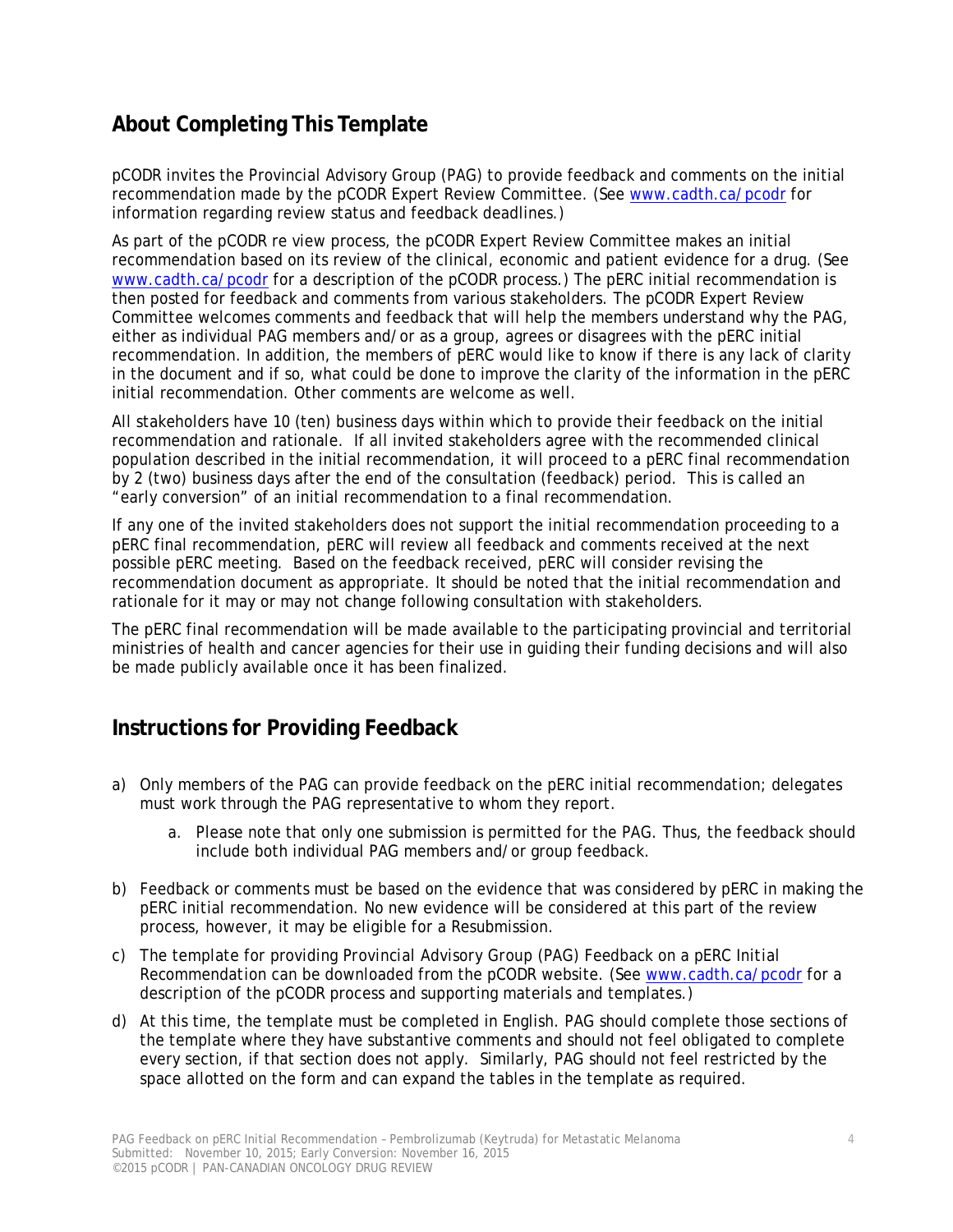## About Completing This Template

pCODR invites the Provincial Advisory Group (PAG) to provide feedback and comments on the initial recommendation made by the pCODR Expert Review Committee. (See www.cadth.ca/pcodr for information regarding review status and feedback deadlines.)

As part of the pCODR re view process, the pCODR Expert Review Committee makes an initial recommendation based on its review of the clinical, economic and patient evidence for a drug. (See www.cadth.ca/pcodr for a description of the pCODR process.) The pERC initial recommendation is then posted for feedback and comments from various stakeholders. The pCODR Expert Review Committee welcomes comments and feedback that will help the members understand why the PAG, either as individual PAG members and/or as a group, agrees or disagrees with the pERC initial recommendation. In addition, the members of pERC would like to know if there is any lack of clarity in the document and if so, what could be done to improve the clarity of the information in the pERC initial recommendation. Other comments are welcome as well.

All stakeholders have 10 (ten) business days within which to provide their feedback on the initial recommendation and rationale. If all invited stakeholders agree with the recommended clinical population described in the initial recommendation, it will proceed to a pERC final recommendation by 2 (two) business days after the end of the consultation (feedback) period. This is called an "early conversion" of an initial recommendation to a final recommendation.

If any one of the invited stakeholders does not support the initial recommendation proceeding to a pERC final recommendation, pERC will review all feedback and comments received at the next possible pERC meeting. Based on the feedback received, pERC will consider revising the recommendation document as appropriate. It should be noted that the initial recommendation and rationale for it may or may not change following consultation with stakeholders.

The pERC final recommendation will be made available to the participating provincial and territorial ministries of health and cancer agencies for their use in guiding their funding decisions and will also be made publicly available once it has been finalized.

## Instructions for Providing Feedback

a) Only members of the PAG can provide feedback on the pERC initial recommendation; delegates must work through the PAG representative to whom they report.
    a. Please note that only one submission is permitted for the PAG. Thus, the feedback should include both individual PAG members and/or group feedback.
b) Feedback or comments must be based on the evidence that was considered by pERC in making the pERC initial recommendation. No new evidence will be considered at this part of the review process, however, it may be eligible for a Resubmission.
c) The template for providing Provincial Advisory Group (PAG) Feedback on a pERC Initial Recommendation can be downloaded from the pCODR website. (See www.cadth.ca/pcodr for a description of the pCODR process and supporting materials and templates.)
d) At this time, the template must be completed in English. PAG should complete those sections of the template where they have substantive comments and should not feel obligated to complete every section, if that section does not apply. Similarly, PAG should not feel restricted by the space allotted on the form and can expand the tables in the template as required.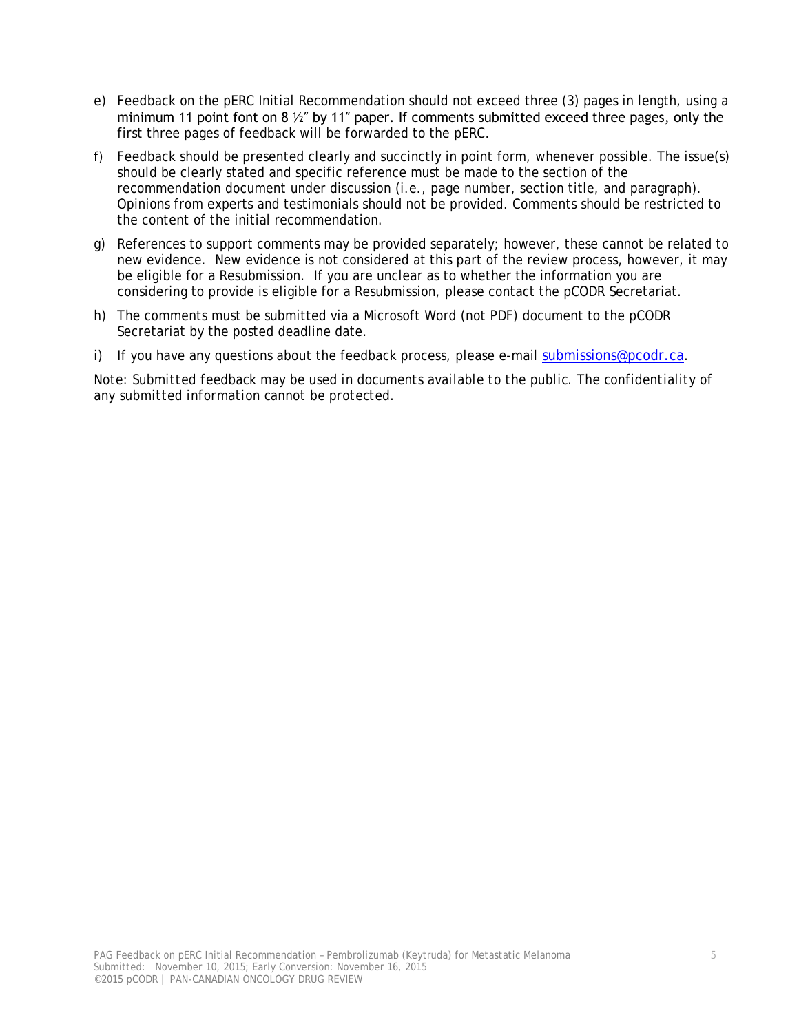e) Feedback on the pERC Initial Recommendation should not exceed three (3) pages in length, using a minimum 11 point font on 8 ½" by 11" paper. If comments submitted exceed three pages, only the first three pages of feedback will be forwarded to the pERC.

f) Feedback should be presented clearly and succinctly in point form, whenever possible. The issue(s) should be clearly stated and specific reference must be made to the section of the recommendation document under discussion (i.e., page number, section title, and paragraph). Opinions from experts and testimonials should not be provided. Comments should be restricted to the content of the initial recommendation.

g) References to support comments may be provided separately; however, these cannot be related to new evidence. New evidence is not considered at this part of the review process, however, it may be eligible for a Resubmission. If you are unclear as to whether the information you are considering to provide is eligible for a Resubmission, please contact the pCODR Secretariat.

h) The comments must be submitted via a Microsoft Word (not PDF) document to the pCODR Secretariat by the posted deadline date.

i) If you have any questions about the feedback process, please e-mail submissions@pcodr.ca.

*Note: Submitted feedback may be used in documents available to the public. The confidentiality of any submitted information cannot be protected.*